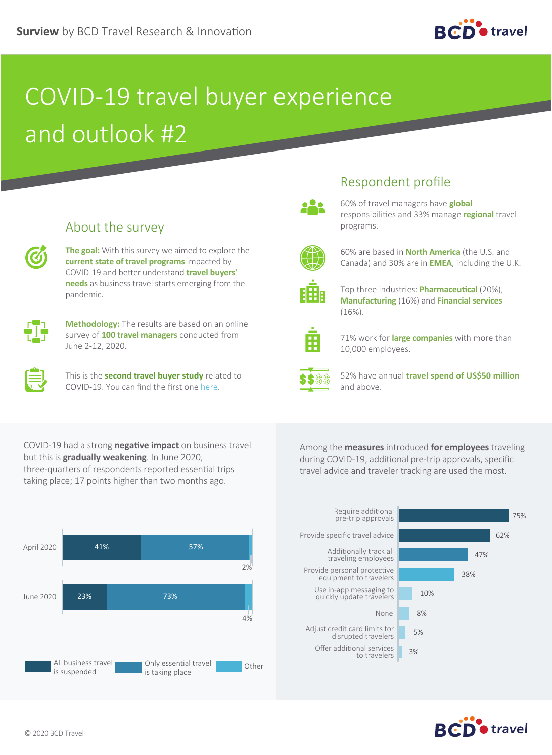**Surview** by BCD Travel Research & Innovation

# COVID-19 travel buyer experience and outlook #2

## About the survey

**The goal:** With this survey we aimed to explore the **current state of travel programs** impacted by COVID-19 and better understand **travel buyers' needs** as business travel starts emerging from the pandemic.

**Methodology:** The results are based on an online survey of **100 travel managers** conducted from June 2-12, 2020.

This is the **second travel buyer study** related to COVID-19. You can find the first one here.

## Respondent profile

60% of travel managers have **global** responsibilities and 33% manage **regional** travel programs.

60% are based in **North America** (the U.S. and Canada) and 30% are in **EMEA**, including the U.K.

Top three industries: **Pharmaceutical** (20%), **Manufacturing** (16%) and **Financial services** (16%).

71% work for **large companies** with more than 10,000 employees.

52% have annual **travel spend of US$50 million** and above.

COVID-19 had a strong **negative impact** on business travel but this is **gradually weakening**. In June 2020, three-quarters of respondents reported essential trips taking place; 17 points higher than two months ago.

| | All business travel is suspended | Only essential travel is taking place | Other |
|---|---|---|---|
| April 2020 | 41% | 57% | 2% |
| June 2020 | 23% | 73% | 4% |

Among the **measures** introduced **for employees** traveling during COVID-19, additional pre-trip approvals, specific travel advice and traveler tracking are used the most.

| Measure | % |
|---|---|
| Require additional pre-trip approvals | 75% |
| Provide specific travel advice | 62% |
| Additionally track all traveling employees | 47% |
| Provide personal protective equipment to travelers | 38% |
| Use in-app messaging to quickly update travelers | 10% |
| None | 8% |
| Adjust credit card limits for disrupted travelers | 5% |
| Offer additional services to travelers | 3% |

© 2020 BCD Travel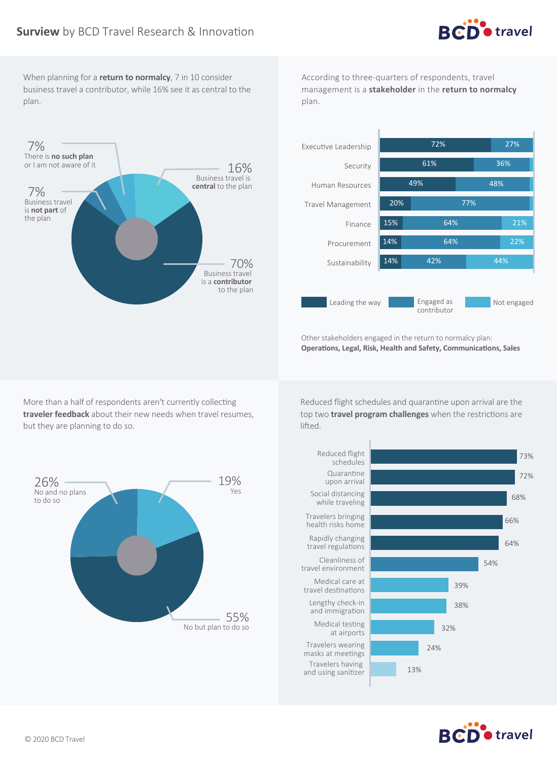**Surview** by BCD Travel Research & Innovation

When planning for a **return to normalcy**, 7 in 10 consider business travel a contributor, while 16% see it as central to the plan.

- 70% Business travel is a **contributor** to the plan
- 16% Business travel is **central** to the plan
- 7% Business travel is **not part** of the plan
- 7% There is **no such plan** or I am not aware of it

According to three-quarters of respondents, travel management is a **stakeholder** in the **return to normalcy** plan.

| | Leading the way | Engaged as contributor | Not engaged |
|---|---|---|---|
| Executive Leadership | 72% | 27% | |
| Security | 61% | 36% | |
| Human Resources | 49% | 48% | |
| Travel Management | 20% | 77% | |
| Finance | 15% | 64% | 21% |
| Procurement | 14% | 64% | 22% |
| Sustainability | 14% | 42% | 44% |

Other stakeholders engaged in the return to normalcy plan:
**Operations, Legal, Risk, Health and Safety, Communications, Sales**

More than a half of respondents aren't currently collecting **traveler feedback** about their new needs when travel resumes, but they are planning to do so.

- 55% No but plan to do so
- 26% No and no plans to do so
- 19% Yes

Reduced flight schedules and quarantine upon arrival are the top two **travel program challenges** when the restrictions are lifted.

| Challenge | % |
|---|---|
| Reduced flight schedules | 73% |
| Quarantine upon arrival | 72% |
| Social distancing while traveling | 68% |
| Travelers bringing health risks home | 66% |
| Rapidly changing travel regulations | 64% |
| Cleanliness of travel environment | 54% |
| Medical care at travel destinations | 39% |
| Lengthy check-in and immigration | 38% |
| Medical testing at airports | 32% |
| Travelers wearing masks at meetings | 24% |
| Travelers having and using sanitizer | 13% |

© 2020 BCD Travel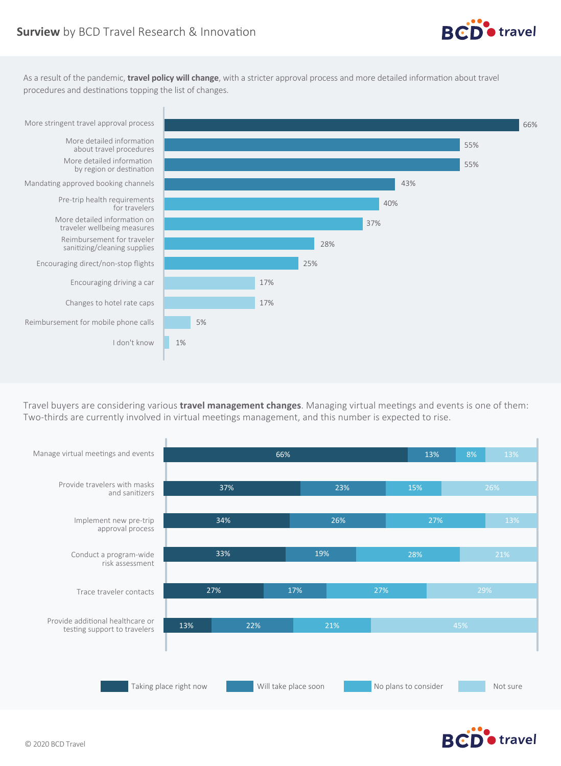As a result of the pandemic, **travel policy will change**, with a stricter approval process and more detailed information about travel procedures and destinations topping the list of changes.

| Change | % |
|---|---|
| More stringent travel approval process | 66% |
| More detailed information about travel procedures | 55% |
| More detailed information by region or destination | 55% |
| Mandating approved booking channels | 43% |
| Pre-trip health requirements for travelers | 40% |
| More detailed information on traveler wellbeing measures | 37% |
| Reimbursement for traveler sanitizing/cleaning supplies | 28% |
| Encouraging direct/non-stop flights | 25% |
| Encouraging driving a car | 17% |
| Changes to hotel rate caps | 17% |
| Reimbursement for mobile phone calls | 5% |
| I don't know | 1% |

Travel buyers are considering various **travel management changes**. Managing virtual meetings and events is one of them: Two-thirds are currently involved in virtual meetings management, and this number is expected to rise.

| Change | Taking place right now | Will take place soon | No plans to consider | Not sure |
|---|---|---|---|---|
| Manage virtual meetings and events | 66% | 13% | 8% | 13% |
| Provide travelers with masks and sanitizers | 37% | 23% | 15% | 26% |
| Implement new pre-trip approval process | 34% | 26% | 27% | 13% |
| Conduct a program-wide risk assessment | 33% | 19% | 28% | 21% |
| Trace traveler contacts | 27% | 17% | 27% | 29% |
| Provide additional healthcare or testing support to travelers | 13% | 22% | 21% | 45% |

© 2020 BCD Travel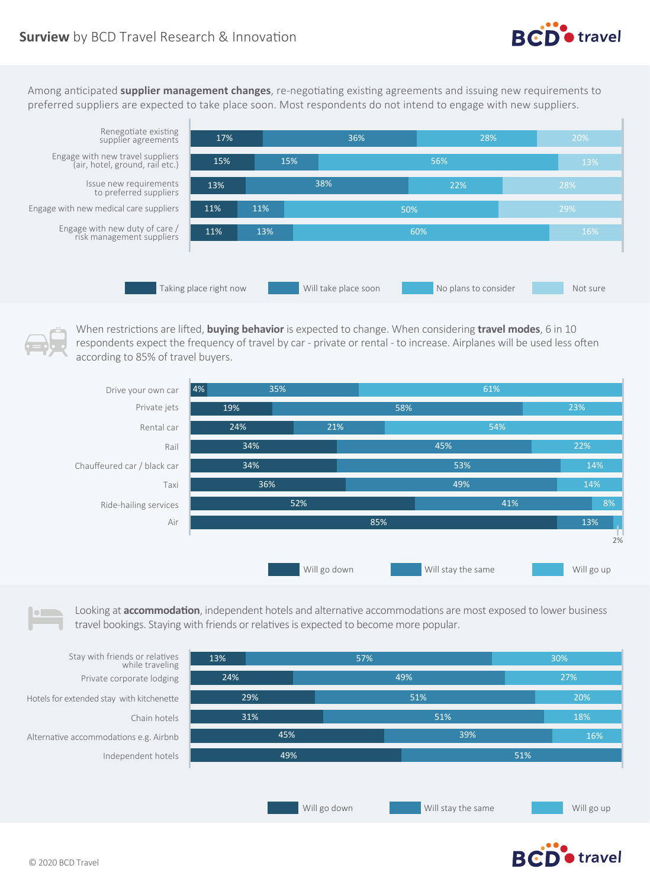Among anticipated **supplier management changes**, re-negotiating existing agreements and issuing new requirements to preferred suppliers are expected to take place soon. Most respondents do not intend to engage with new suppliers.

| | Taking place right now | Will take place soon | No plans to consider | Not sure |
|---|---|---|---|---|
| Renegotiate existing supplier agreements | 17% | 36% | 28% | 20% |
| Engage with new travel suppliers (air, hotel, ground, rail etc.) | 15% | 15% | 56% | 13% |
| Issue new requirements to preferred suppliers | 13% | 38% | 22% | 28% |
| Engage with new medical care suppliers | 11% | 11% | 50% | 29% |
| Engage with new duty of care / risk management suppliers | 11% | 13% | 60% | 16% |

When restrictions are lifted, **buying behavior** is expected to change. When considering **travel modes**, 6 in 10 respondents expect the frequency of travel by car - private or rental - to increase. Airplanes will be used less often according to 85% of travel buyers.

| | Will go down | Will stay the same | Will go up |
|---|---|---|---|
| Drive your own car | 4% | 35% | 61% |
| Private jets | 19% | 58% | 23% |
| Rental car | 24% | 21% | 54% |
| Rail | 34% | 45% | 22% |
| Chauffeured car / black car | 34% | 53% | 14% |
| Taxi | 36% | 49% | 14% |
| Ride-hailing services | 52% | 41% | 8% |
| Air | 85% | 13% | 2% |

Looking at **accommodation**, independent hotels and alternative accommodations are most exposed to lower business travel bookings. Staying with friends or relatives is expected to become more popular.

| | Will go down | Will stay the same | Will go up |
|---|---|---|---|
| Stay with friends or relatives while traveling | 13% | 57% | 30% |
| Private corporate lodging | 24% | 49% | 27% |
| Hotels for extended stay with kitchenette | 29% | 51% | 20% |
| Chain hotels | 31% | 51% | 18% |
| Alternative accommodations e.g. Airbnb | 45% | 39% | 16% |
| Independent hotels | 49% | 51% | |

© 2020 BCD Travel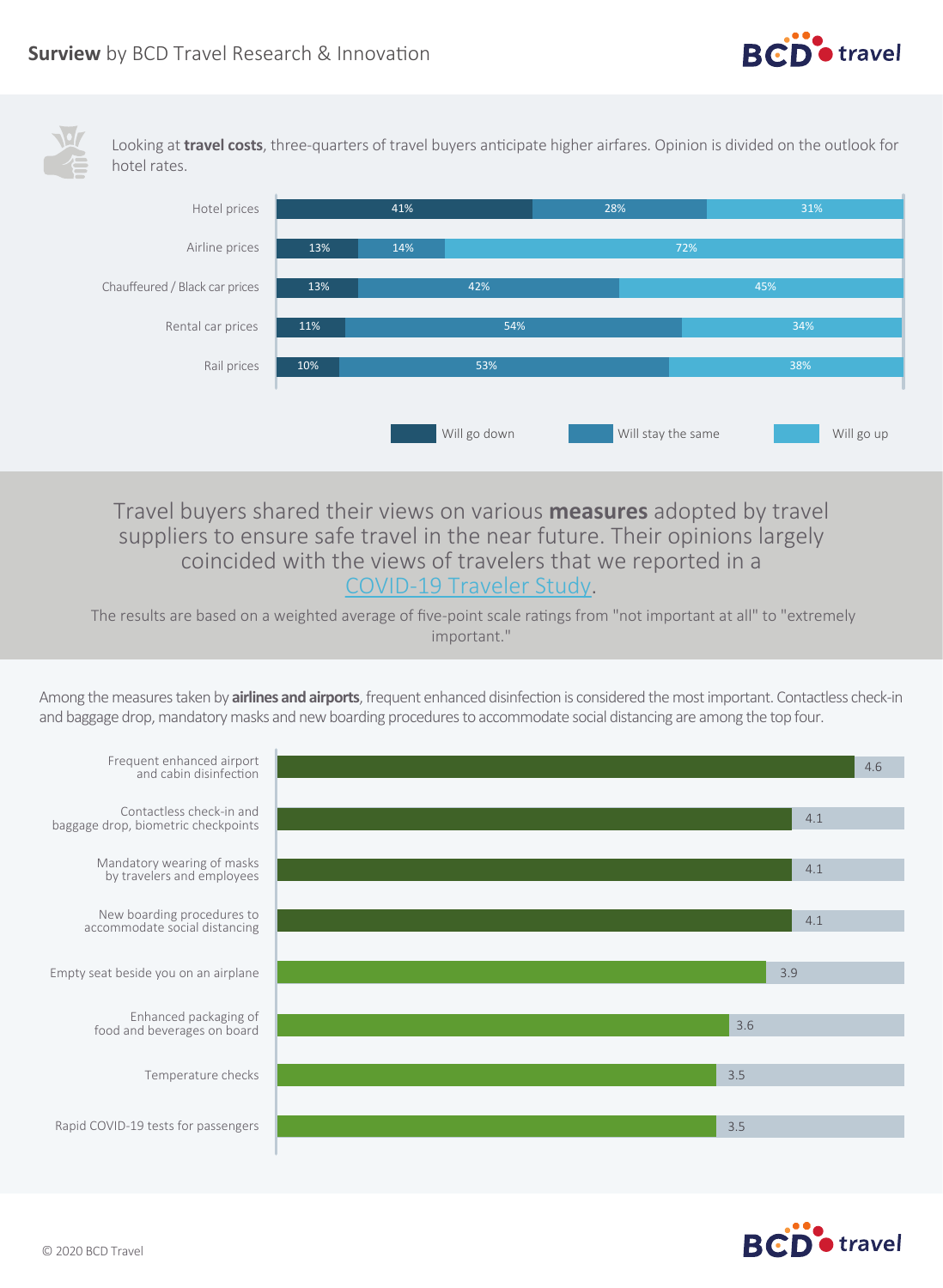Looking at **travel costs**, three-quarters of travel buyers anticipate higher airfares. Opinion is divided on the outlook for hotel rates.

| | Will go down | Will stay the same | Will go up |
|---|---|---|---|
| Hotel prices | 41% | 28% | 31% |
| Airline prices | 13% | 14% | 72% |
| Chauffeured / Black car prices | 13% | 42% | 45% |
| Rental car prices | 11% | 54% | 34% |
| Rail prices | 10% | 53% | 38% |

Travel buyers shared their views on various **measures** adopted by travel suppliers to ensure safe travel in the near future. Their opinions largely coincided with the views of travelers that we reported in a COVID-19 Traveler Study.

The results are based on a weighted average of five-point scale ratings from "not important at all" to "extremely important."

Among the measures taken by **airlines and airports**, frequent enhanced disinfection is considered the most important. Contactless check-in and baggage drop, mandatory masks and new boarding procedures to accommodate social distancing are among the top four.

| Measure | Rating |
|---|---|
| Frequent enhanced airport and cabin disinfection | 4.6 |
| Contactless check-in and baggage drop, biometric checkpoints | 4.1 |
| Mandatory wearing of masks by travelers and employees | 4.1 |
| New boarding procedures to accommodate social distancing | 4.1 |
| Empty seat beside you on an airplane | 3.9 |
| Enhanced packaging of food and beverages on board | 3.6 |
| Temperature checks | 3.5 |
| Rapid COVID-19 tests for passengers | 3.5 |

© 2020 BCD Travel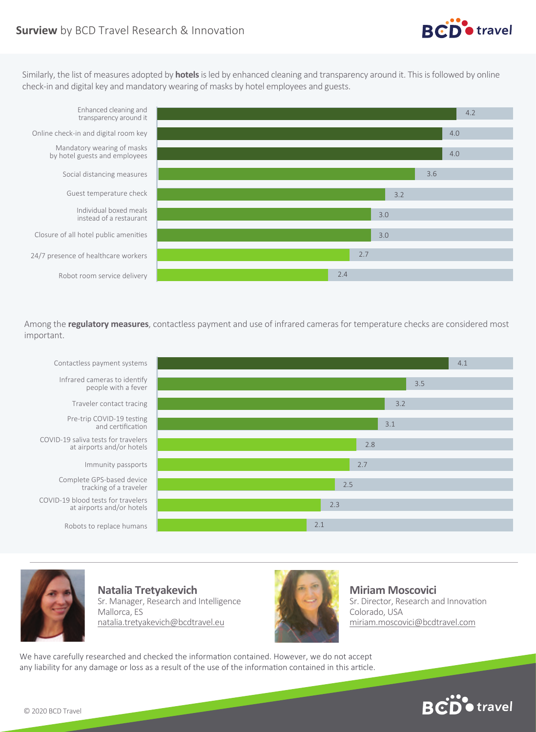Similarly, the list of measures adopted by **hotels** is led by enhanced cleaning and transparency around it. This is followed by online check-in and digital key and mandatory wearing of masks by hotel employees and guests.

Enhanced cleaning and transparency around it 4.2
Online check-in and digital room key 4.0
Mandatory wearing of masks by hotel guests and employees 4.0
Social distancing measures 3.6
Guest temperature check 3.2
Individual boxed meals instead of a restaurant 3.0
Closure of all hotel public amenities 3.0
24/7 presence of healthcare workers 2.7
Robot room service delivery 2.4

Among the **regulatory measures**, contactless payment and use of infrared cameras for temperature checks are considered most important.

Contactless payment systems 4.1
Infrared cameras to identify people with a fever 3.5
Traveler contact tracing 3.2
Pre-trip COVID-19 testing and certification 3.1
COVID-19 saliva tests for travelers at airports and/or hotels 2.8
Immunity passports 2.7
Complete GPS-based device tracking of a traveler 2.5
COVID-19 blood tests for travelers at airports and/or hotels 2.3
Robots to replace humans 2.1

**Natalia Tretyakevich**
Sr. Manager, Research and Intelligence
Mallorca, ES
natalia.tretyakevich@bcdtravel.eu

**Miriam Moscovici**
Sr. Director, Research and Innovation
Colorado, USA
miriam.moscovici@bcdtravel.com

We have carefully researched and checked the information contained. However, we do not accept any liability for any damage or loss as a result of the use of the information contained in this article.

© 2020 BCD Travel